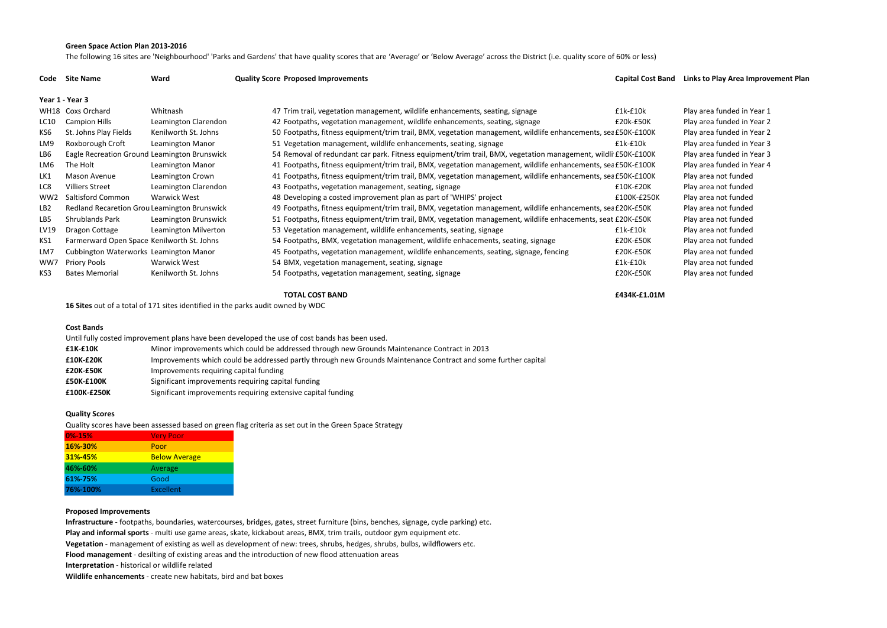**Green Space Action Plan 2013-2016**

The following 16 sites are 'Neighbourhood' 'Parks and Gardens' that have quality scores that are 'Average' or 'Below Average' across the District (i.e. quality score of 60% or less)

| Code | Site Name | Ward | Quality Score | Proposed Improvements | Capital Cost Band | Links to Play Area Improvement Plan |
|---|---|---|---|---|---|---|
| **Year 1 - Year 3** | | | | | | |
| WH18 | Coxs Orchard | Whitnash | 47 | Trim trail, vegetation management, wildlife enhancements, seating, signage | £1k-£10k | Play area funded in Year 1 |
| LC10 | Campion Hills | Leamington Clarendon | 42 | Footpaths, vegetation management, wildlife enhancements, seating, signage | £20k-£50K | Play area funded in Year 2 |
| KS6 | St. Johns Play Fields | Kenilworth St. Johns | 50 | Footpaths, fitness equipment/trim trail, BMX, vegetation management, wildlife enhancements, sea | £50K-£100K | Play area funded in Year 2 |
| LM9 | Roxborough Croft | Leamington Manor | 51 | Vegetation management, wildlife enhancements, seating, signage | £1k-£10k | Play area funded in Year 3 |
| LB6 | Eagle Recreation Ground | Leamington Brunswick | 54 | Removal of redundant car park. Fitness equipment/trim trail, BMX, vegetation management, wildli | £50K-£100K | Play area funded in Year 3 |
| LM6 | The Holt | Leamington Manor | 41 | Footpaths, fitness equipment/trim trail, BMX, vegetation management, wildlife enhancements, sea | £50K-£100K | Play area funded in Year 4 |
| LK1 | Mason Avenue | Leamington Crown | 41 | Footpaths, fitness equipment/trim trail, BMX, vegetation management, wildlife enhancements, sea | £50K-£100K | Play area not funded |
| LC8 | Villiers Street | Leamington Clarendon | 43 | Footpaths, vegetation management, seating, signage | £10K-£20K | Play area not funded |
| WW2 | Saltisford Common | Warwick West | 48 | Developing a costed improvement plan as part of 'WHIPS' project | £100K-£250K | Play area not funded |
| LB2 | Redland Recreation Grou | Leamington Brunswick | 49 | Footpaths, fitness equipment/trim trail, BMX, vegetation management, wildlife enhancements, sea | £20K-£50K | Play area not funded |
| LB5 | Shrublands Park | Leamington Brunswick | 51 | Footpaths, fitness equipment/trim trail, BMX, vegetation management, wildlife enhacements, seat | £20K-£50K | Play area not funded |
| LV19 | Dragon Cottage | Leamington Milverton | 53 | Vegetation management, wildlife enhancements, seating, signage | £1k-£10k | Play area not funded |
| KS1 | Farmerward Open Space | Kenilworth St. Johns | 54 | Footpaths, BMX, vegetation management, wildlife enhacements, seating, signage | £20K-£50K | Play area not funded |
| LM7 | Cubbington Waterworks | Leamington Manor | 45 | Footpaths, vegetation management, wildlife enhancements, seating, signage, fencing | £20K-£50K | Play area not funded |
| WW7 | Priory Pools | Warwick West | 54 | BMX, vegetation management, seating, signage | £1k-£10k | Play area not funded |
| KS3 | Bates Memorial | Kenilworth St. Johns | 54 | Footpaths, vegetation management, seating, signage | £20K-£50K | Play area not funded |
| | | | | **TOTAL COST BAND** | **£434K-£1.01M** | |

**16 Sites** out of a total of 171 sites identified in the parks audit owned by WDC

**Cost Bands**

Until fully costed improvement plans have been developed the use of cost bands has been used.

| | |
|---|---|
| **£1K-£10K** | Minor improvements which could be addressed through new Grounds Maintenance Contract in 2013 |
| **£10K-£20K** | Improvements which could be addressed partly through new Grounds Maintenance Contract and some further capital |
| **£20K-£50K** | Improvements requiring capital funding |
| **£50K-£100K** | Significant improvements requiring capital funding |
| **£100K-£250K** | Significant improvements requiring extensive capital funding |

**Quality Scores**

Quality scores have been assessed based on green flag criteria as set out in the Green Space Strategy

| | |
|---|---|
| 0%-15% | Very Poor |
| 16%-30% | Poor |
| 31%-45% | Below Average |
| 46%-60% | Average |
| 61%-75% | Good |
| 76%-100% | Excellent |

**Proposed Improvements**

**Infrastructure** - footpaths, boundaries, watercourses, bridges, gates, street furniture (bins, benches, signage, cycle parking) etc.

**Play and informal sports** - multi use game areas, skate, kickabout areas, BMX, trim trails, outdoor gym equipment etc.

**Vegetation** - management of existing as well as development of new: trees, shrubs, hedges, shrubs, bulbs, wildflowers etc.

**Flood management** - desilting of existing areas and the introduction of new flood attenuation areas

**Interpretation** - historical or wildlife related

**Wildlife enhancements** - create new habitats, bird and bat boxes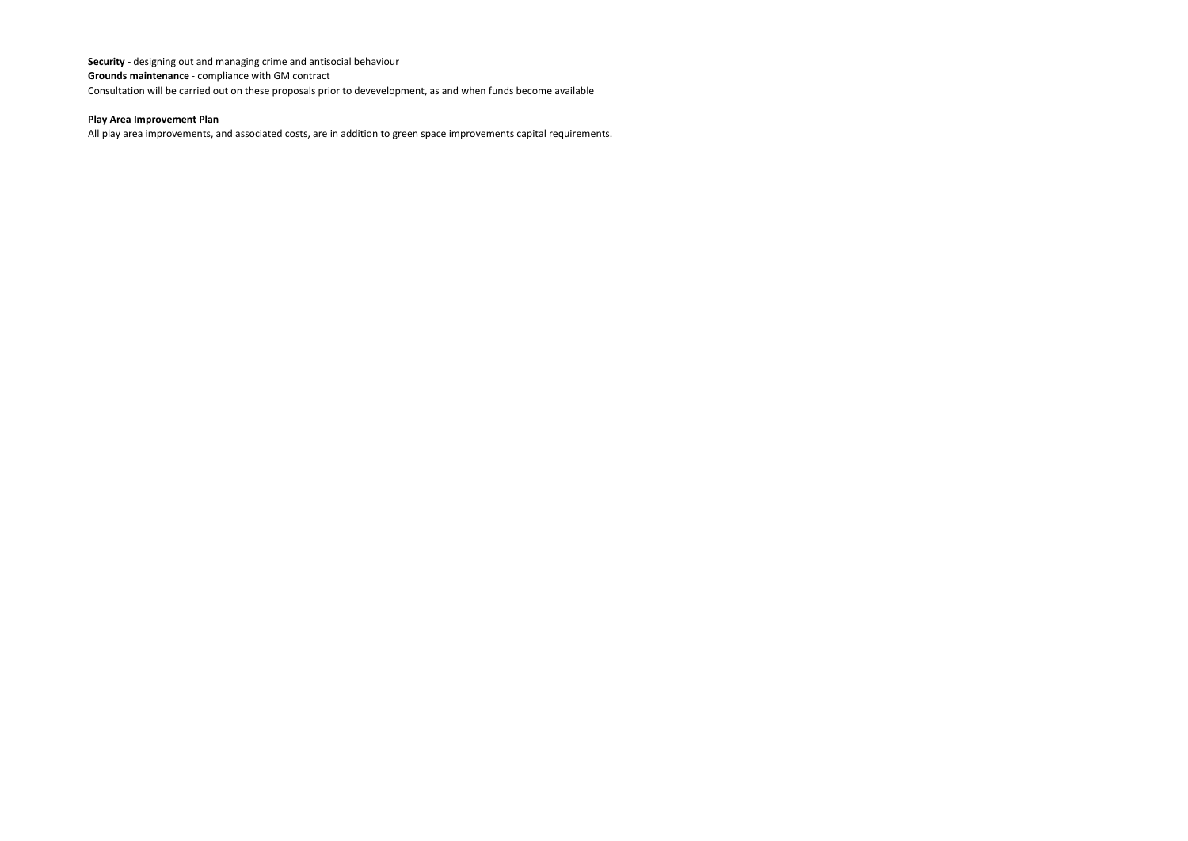**Security** - designing out and managing crime and antisocial behaviour
**Grounds maintenance** - compliance with GM contract
Consultation will be carried out on these proposals prior to devevelopment, as and when funds become available

**Play Area Improvement Plan**
All play area improvements, and associated costs, are in addition to green space improvements capital requirements.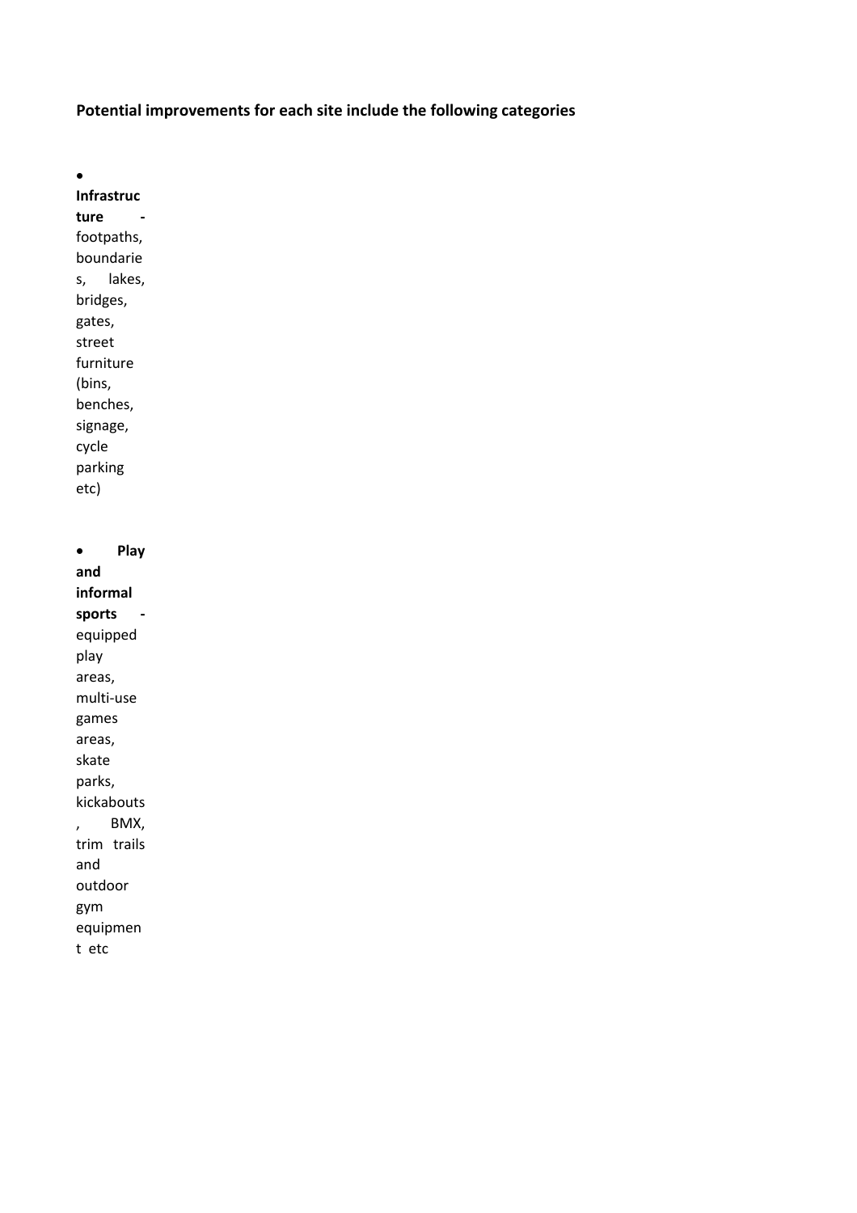**Potential improvements for each site include the following categories**

- **Infrastructure -** footpaths, boundaries, lakes, bridges, gates, street furniture (bins, benches, signage, cycle parking etc)

- **Play and informal sports -** equipped play areas, multi-use games areas, skate parks, kickabouts, BMX, trim trails and outdoor gym equipment etc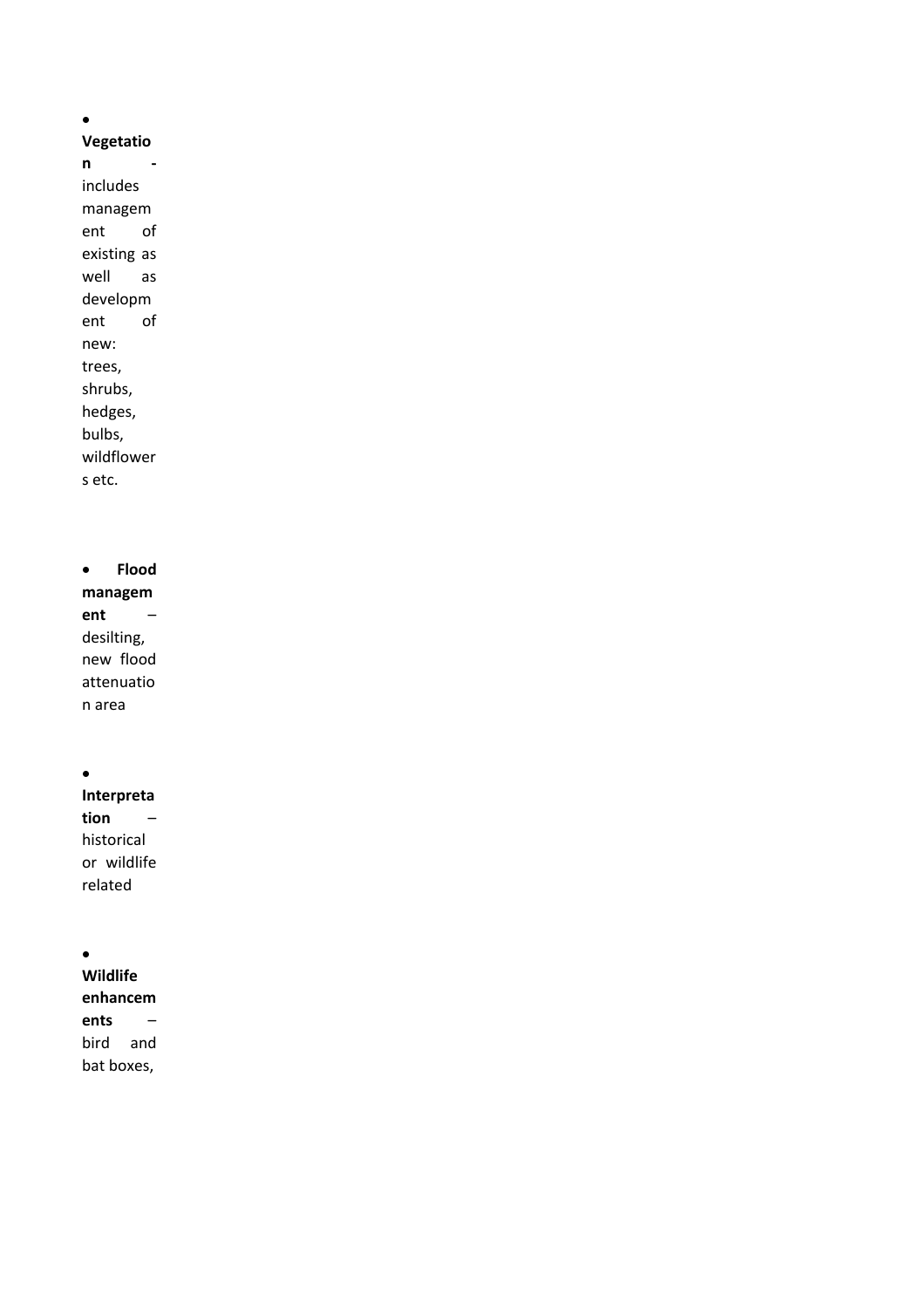- **Vegetation -** includes management of existing as well as development of new: trees, shrubs, hedges, bulbs, wildflowers etc.

- **Flood management** – desilting, new flood attenuation area

- **Interpretation** – historical or wildlife related

- **Wildlife enhancements** – bird and bat boxes,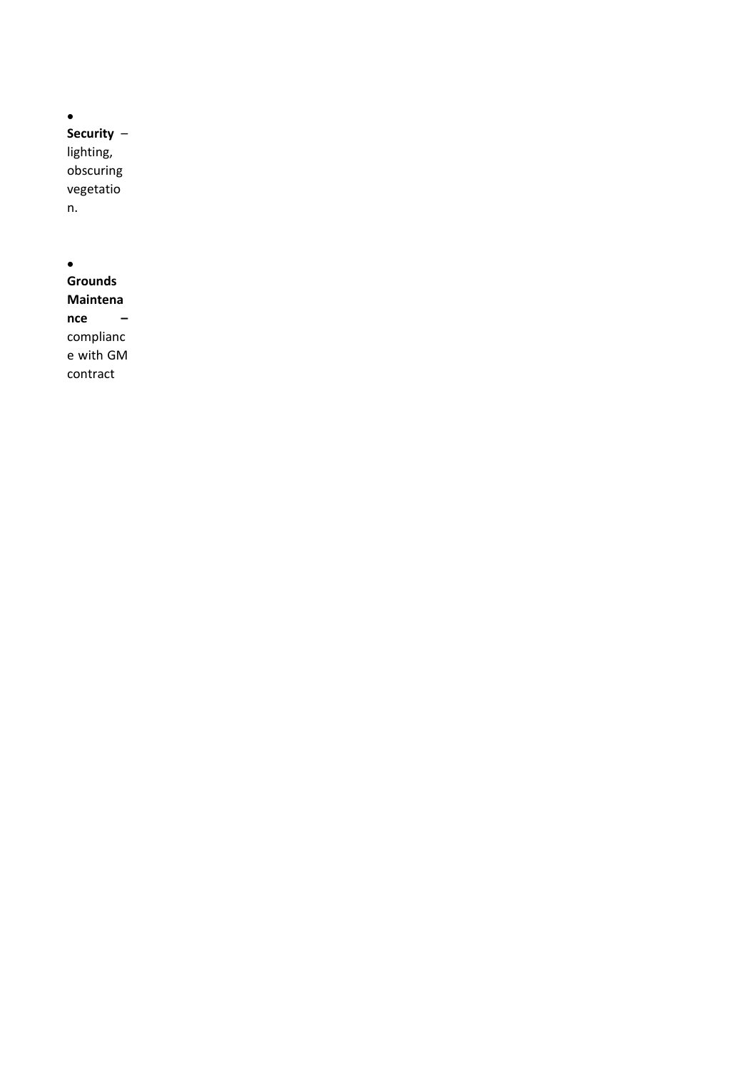- **Security** – lighting, obscuring vegetation.

- **Grounds Maintenance** – compliance with GM contract